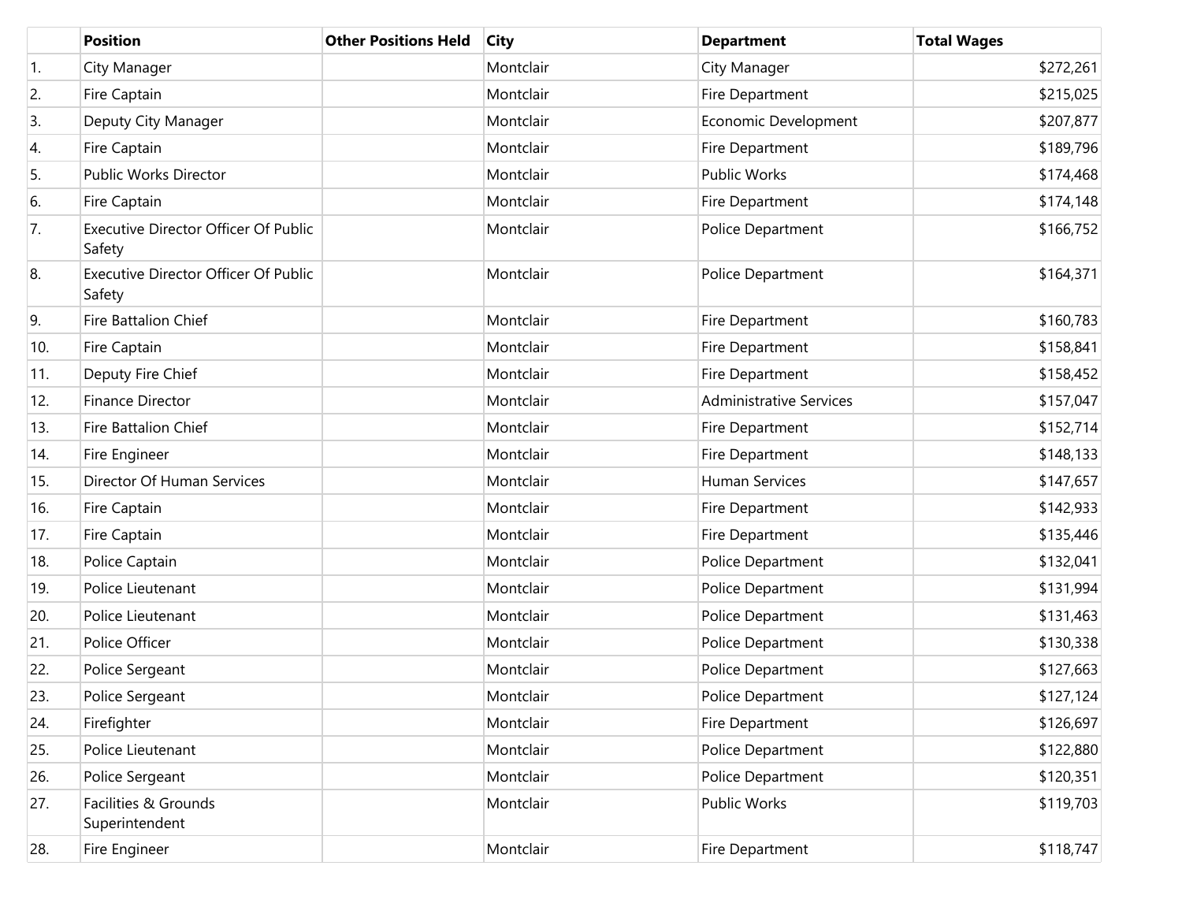| | Position | Other Positions Held | City | Department | Total Wages |
|---|---|---|---|---|---|
| 1. | City Manager | | Montclair | City Manager | $272,261 |
| 2. | Fire Captain | | Montclair | Fire Department | $215,025 |
| 3. | Deputy City Manager | | Montclair | Economic Development | $207,877 |
| 4. | Fire Captain | | Montclair | Fire Department | $189,796 |
| 5. | Public Works Director | | Montclair | Public Works | $174,468 |
| 6. | Fire Captain | | Montclair | Fire Department | $174,148 |
| 7. | Executive Director Officer Of Public Safety | | Montclair | Police Department | $166,752 |
| 8. | Executive Director Officer Of Public Safety | | Montclair | Police Department | $164,371 |
| 9. | Fire Battalion Chief | | Montclair | Fire Department | $160,783 |
| 10. | Fire Captain | | Montclair | Fire Department | $158,841 |
| 11. | Deputy Fire Chief | | Montclair | Fire Department | $158,452 |
| 12. | Finance Director | | Montclair | Administrative Services | $157,047 |
| 13. | Fire Battalion Chief | | Montclair | Fire Department | $152,714 |
| 14. | Fire Engineer | | Montclair | Fire Department | $148,133 |
| 15. | Director Of Human Services | | Montclair | Human Services | $147,657 |
| 16. | Fire Captain | | Montclair | Fire Department | $142,933 |
| 17. | Fire Captain | | Montclair | Fire Department | $135,446 |
| 18. | Police Captain | | Montclair | Police Department | $132,041 |
| 19. | Police Lieutenant | | Montclair | Police Department | $131,994 |
| 20. | Police Lieutenant | | Montclair | Police Department | $131,463 |
| 21. | Police Officer | | Montclair | Police Department | $130,338 |
| 22. | Police Sergeant | | Montclair | Police Department | $127,663 |
| 23. | Police Sergeant | | Montclair | Police Department | $127,124 |
| 24. | Firefighter | | Montclair | Fire Department | $126,697 |
| 25. | Police Lieutenant | | Montclair | Police Department | $122,880 |
| 26. | Police Sergeant | | Montclair | Police Department | $120,351 |
| 27. | Facilities & Grounds Superintendent | | Montclair | Public Works | $119,703 |
| 28. | Fire Engineer | | Montclair | Fire Department | $118,747 |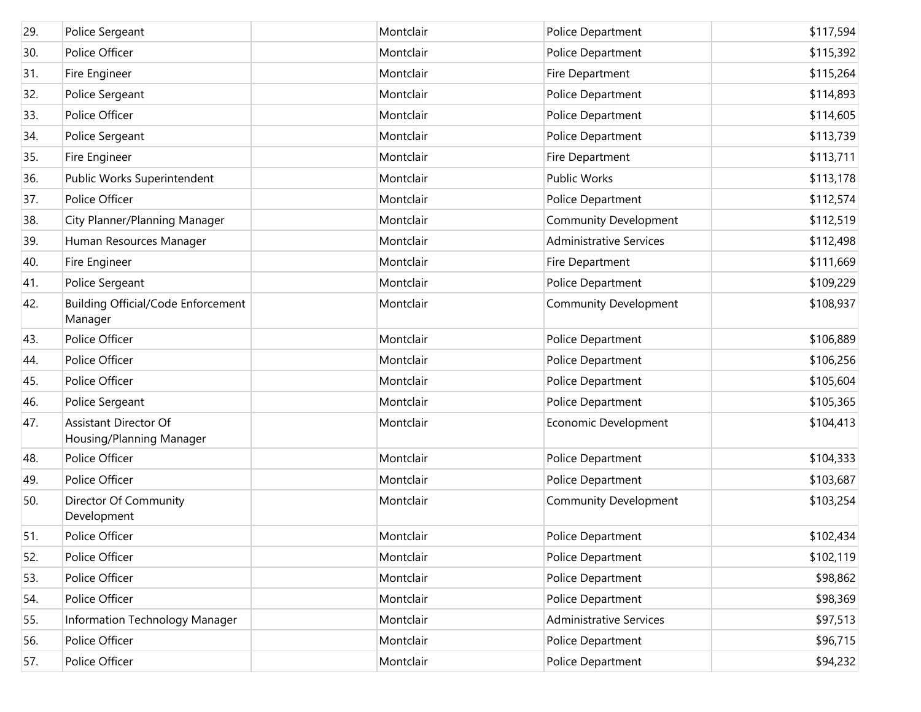| | | | | | |
|---|---|---|---|---|---|
| 29. | Police Sergeant | | Montclair | Police Department | $117,594 |
| 30. | Police Officer | | Montclair | Police Department | $115,392 |
| 31. | Fire Engineer | | Montclair | Fire Department | $115,264 |
| 32. | Police Sergeant | | Montclair | Police Department | $114,893 |
| 33. | Police Officer | | Montclair | Police Department | $114,605 |
| 34. | Police Sergeant | | Montclair | Police Department | $113,739 |
| 35. | Fire Engineer | | Montclair | Fire Department | $113,711 |
| 36. | Public Works Superintendent | | Montclair | Public Works | $113,178 |
| 37. | Police Officer | | Montclair | Police Department | $112,574 |
| 38. | City Planner/Planning Manager | | Montclair | Community Development | $112,519 |
| 39. | Human Resources Manager | | Montclair | Administrative Services | $112,498 |
| 40. | Fire Engineer | | Montclair | Fire Department | $111,669 |
| 41. | Police Sergeant | | Montclair | Police Department | $109,229 |
| 42. | Building Official/Code Enforcement Manager | | Montclair | Community Development | $108,937 |
| 43. | Police Officer | | Montclair | Police Department | $106,889 |
| 44. | Police Officer | | Montclair | Police Department | $106,256 |
| 45. | Police Officer | | Montclair | Police Department | $105,604 |
| 46. | Police Sergeant | | Montclair | Police Department | $105,365 |
| 47. | Assistant Director Of Housing/Planning Manager | | Montclair | Economic Development | $104,413 |
| 48. | Police Officer | | Montclair | Police Department | $104,333 |
| 49. | Police Officer | | Montclair | Police Department | $103,687 |
| 50. | Director Of Community Development | | Montclair | Community Development | $103,254 |
| 51. | Police Officer | | Montclair | Police Department | $102,434 |
| 52. | Police Officer | | Montclair | Police Department | $102,119 |
| 53. | Police Officer | | Montclair | Police Department | $98,862 |
| 54. | Police Officer | | Montclair | Police Department | $98,369 |
| 55. | Information Technology Manager | | Montclair | Administrative Services | $97,513 |
| 56. | Police Officer | | Montclair | Police Department | $96,715 |
| 57. | Police Officer | | Montclair | Police Department | $94,232 |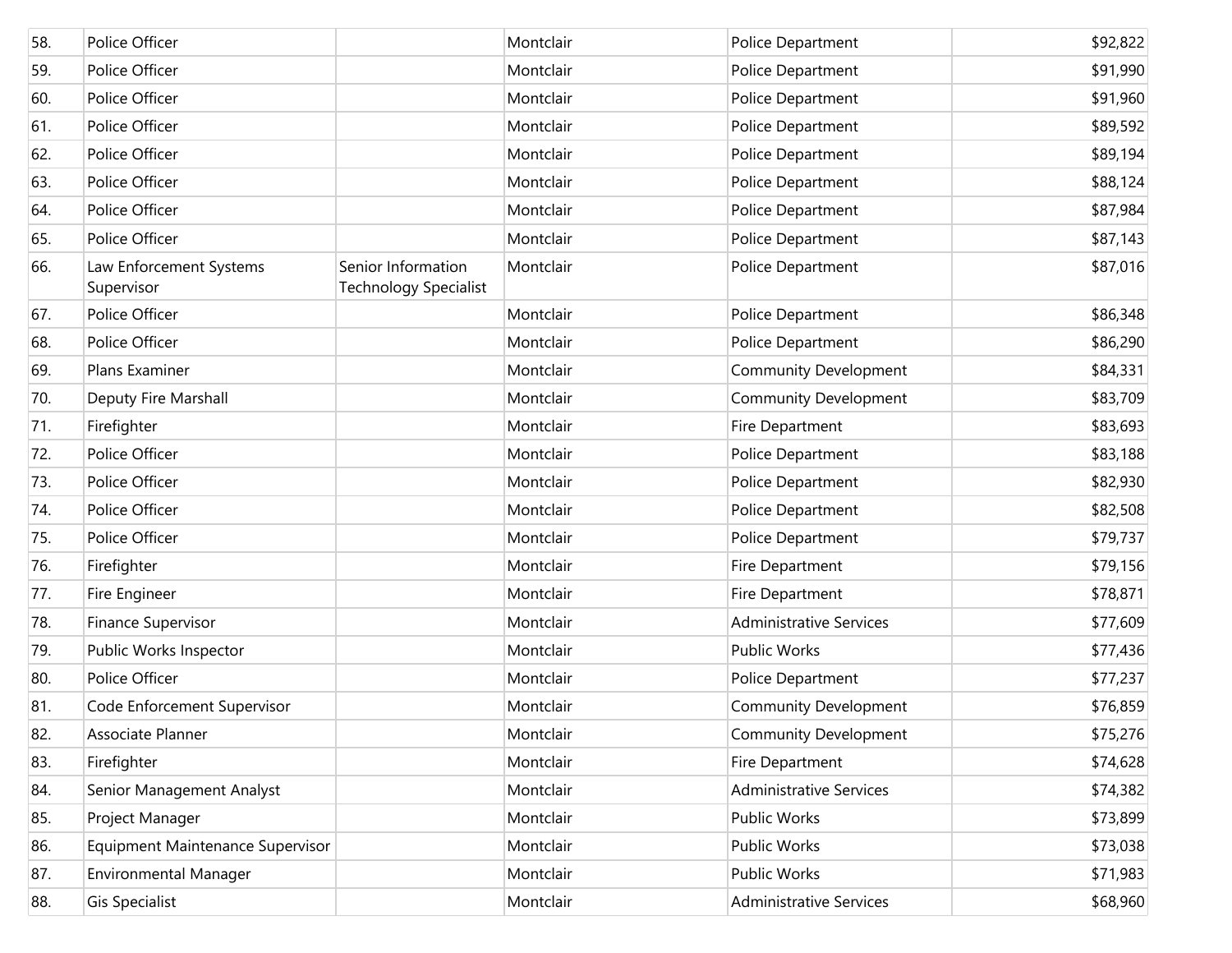| | | | | | |
|---|---|---|---|---|---|
| 58. | Police Officer | | Montclair | Police Department | $92,822 |
| 59. | Police Officer | | Montclair | Police Department | $91,990 |
| 60. | Police Officer | | Montclair | Police Department | $91,960 |
| 61. | Police Officer | | Montclair | Police Department | $89,592 |
| 62. | Police Officer | | Montclair | Police Department | $89,194 |
| 63. | Police Officer | | Montclair | Police Department | $88,124 |
| 64. | Police Officer | | Montclair | Police Department | $87,984 |
| 65. | Police Officer | | Montclair | Police Department | $87,143 |
| 66. | Law Enforcement Systems Supervisor | Senior Information Technology Specialist | Montclair | Police Department | $87,016 |
| 67. | Police Officer | | Montclair | Police Department | $86,348 |
| 68. | Police Officer | | Montclair | Police Department | $86,290 |
| 69. | Plans Examiner | | Montclair | Community Development | $84,331 |
| 70. | Deputy Fire Marshall | | Montclair | Community Development | $83,709 |
| 71. | Firefighter | | Montclair | Fire Department | $83,693 |
| 72. | Police Officer | | Montclair | Police Department | $83,188 |
| 73. | Police Officer | | Montclair | Police Department | $82,930 |
| 74. | Police Officer | | Montclair | Police Department | $82,508 |
| 75. | Police Officer | | Montclair | Police Department | $79,737 |
| 76. | Firefighter | | Montclair | Fire Department | $79,156 |
| 77. | Fire Engineer | | Montclair | Fire Department | $78,871 |
| 78. | Finance Supervisor | | Montclair | Administrative Services | $77,609 |
| 79. | Public Works Inspector | | Montclair | Public Works | $77,436 |
| 80. | Police Officer | | Montclair | Police Department | $77,237 |
| 81. | Code Enforcement Supervisor | | Montclair | Community Development | $76,859 |
| 82. | Associate Planner | | Montclair | Community Development | $75,276 |
| 83. | Firefighter | | Montclair | Fire Department | $74,628 |
| 84. | Senior Management Analyst | | Montclair | Administrative Services | $74,382 |
| 85. | Project Manager | | Montclair | Public Works | $73,899 |
| 86. | Equipment Maintenance Supervisor | | Montclair | Public Works | $73,038 |
| 87. | Environmental Manager | | Montclair | Public Works | $71,983 |
| 88. | Gis Specialist | | Montclair | Administrative Services | $68,960 |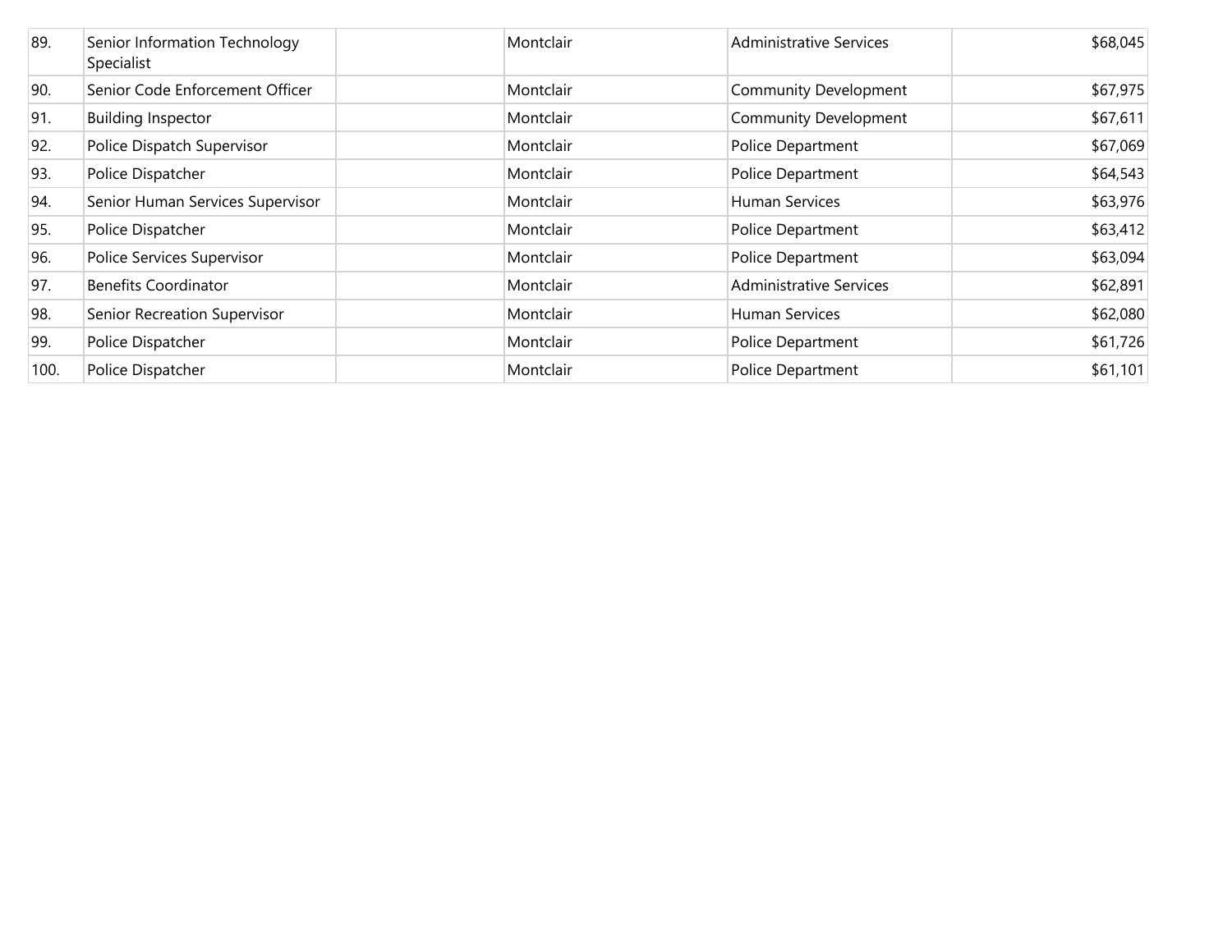| | | | | | |
|---|---|---|---|---|---|
| 89. | Senior Information Technology Specialist | | Montclair | Administrative Services | $68,045 |
| 90. | Senior Code Enforcement Officer | | Montclair | Community Development | $67,975 |
| 91. | Building Inspector | | Montclair | Community Development | $67,611 |
| 92. | Police Dispatch Supervisor | | Montclair | Police Department | $67,069 |
| 93. | Police Dispatcher | | Montclair | Police Department | $64,543 |
| 94. | Senior Human Services Supervisor | | Montclair | Human Services | $63,976 |
| 95. | Police Dispatcher | | Montclair | Police Department | $63,412 |
| 96. | Police Services Supervisor | | Montclair | Police Department | $63,094 |
| 97. | Benefits Coordinator | | Montclair | Administrative Services | $62,891 |
| 98. | Senior Recreation Supervisor | | Montclair | Human Services | $62,080 |
| 99. | Police Dispatcher | | Montclair | Police Department | $61,726 |
| 100. | Police Dispatcher | | Montclair | Police Department | $61,101 |